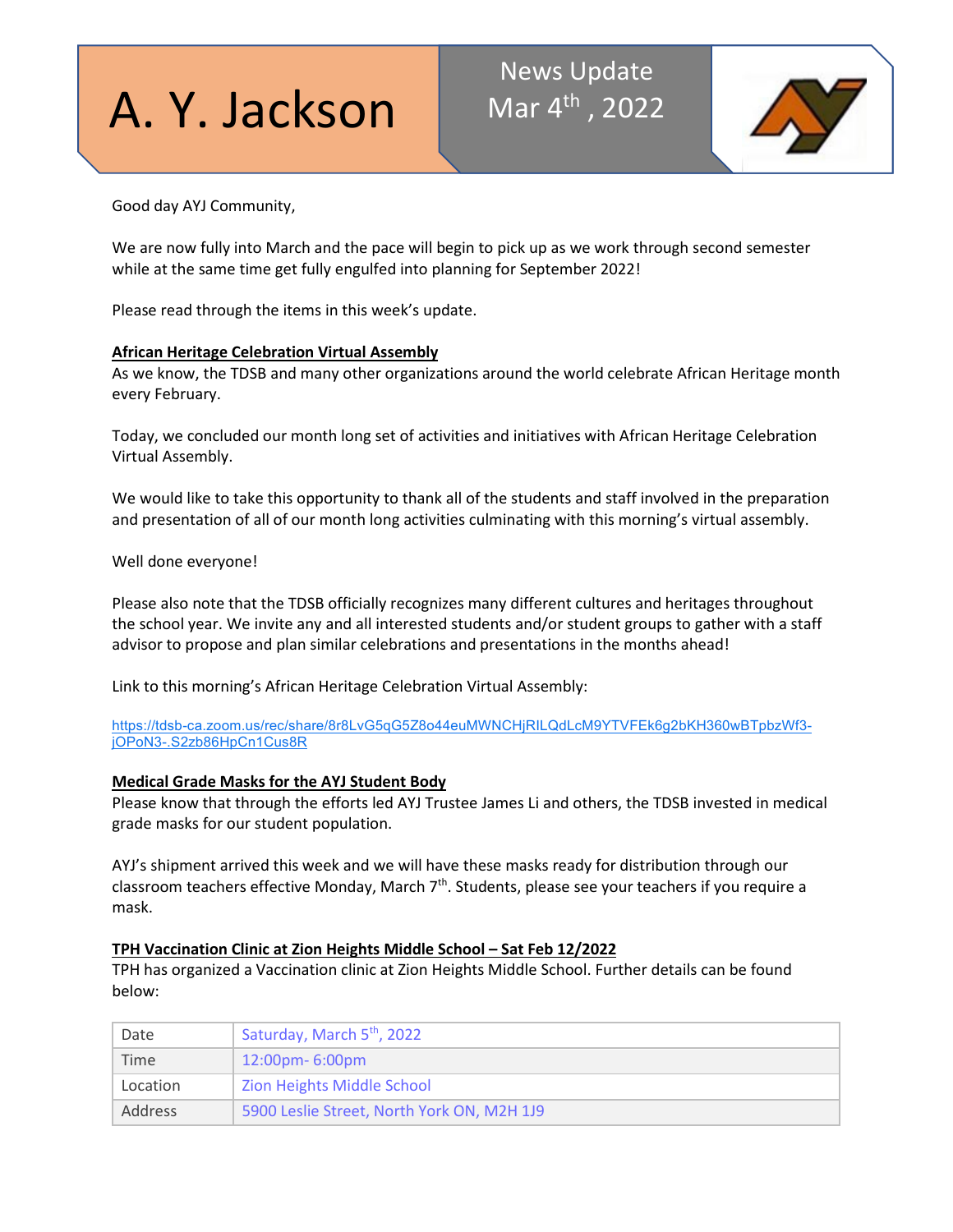# A. Y. Jackson

News Update
Mar 4th, 2022

Good day AYJ Community,

We are now fully into March and the pace will begin to pick up as we work through second semester while at the same time get fully engulfed into planning for September 2022!

Please read through the items in this week's update.

**African Heritage Celebration Virtual Assembly**

As we know, the TDSB and many other organizations around the world celebrate African Heritage month every February.

Today, we concluded our month long set of activities and initiatives with African Heritage Celebration Virtual Assembly.

We would like to take this opportunity to thank all of the students and staff involved in the preparation and presentation of all of our month long activities culminating with this morning's virtual assembly.

Well done everyone!

Please also note that the TDSB officially recognizes many different cultures and heritages throughout the school year. We invite any and all interested students and/or student groups to gather with a staff advisor to propose and plan similar celebrations and presentations in the months ahead!

Link to this morning's African Heritage Celebration Virtual Assembly:

https://tdsb-ca.zoom.us/rec/share/8r8LvG5qG5Z8o44euMWNCHjRILQdLcM9YTVFEk6g2bKH360wBTpbzWf3-jOPoN3-.S2zb86HpCn1Cus8R

**Medical Grade Masks for the AYJ Student Body**

Please know that through the efforts led AYJ Trustee James Li and others, the TDSB invested in medical grade masks for our student population.

AYJ's shipment arrived this week and we will have these masks ready for distribution through our classroom teachers effective Monday, March 7th. Students, please see your teachers if you require a mask.

**TPH Vaccination Clinic at Zion Heights Middle School – Sat Feb 12/2022**

TPH has organized a Vaccination clinic at Zion Heights Middle School. Further details can be found below:

| | |
|---|---|
| Date | Saturday, March 5th, 2022 |
| Time | 12:00pm- 6:00pm |
| Location | Zion Heights Middle School |
| Address | 5900 Leslie Street, North York ON, M2H 1J9 |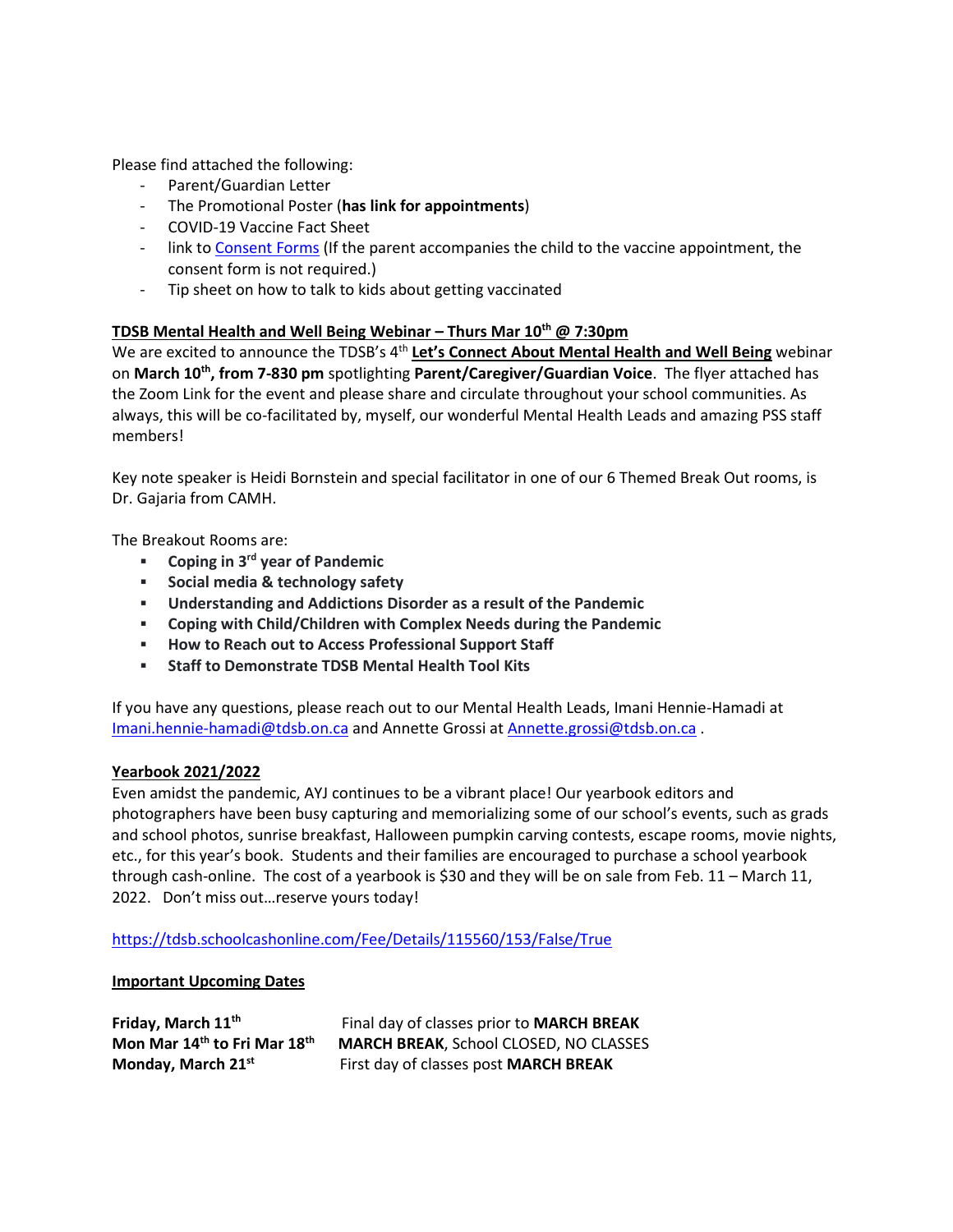Please find attached the following:

- Parent/Guardian Letter
- The Promotional Poster (**has link for appointments**)
- COVID-19 Vaccine Fact Sheet
- link to [Consent Forms] (If the parent accompanies the child to the vaccine appointment, the consent form is not required.)
- Tip sheet on how to talk to kids about getting vaccinated

**TDSB Mental Health and Well Being Webinar – Thurs Mar 10th @ 7:30pm**

We are excited to announce the TDSB's 4th **Let's Connect About Mental Health and Well Being** webinar on **March 10th, from 7-830 pm** spotlighting **Parent/Caregiver/Guardian Voice**. The flyer attached has the Zoom Link for the event and please share and circulate throughout your school communities. As always, this will be co-facilitated by, myself, our wonderful Mental Health Leads and amazing PSS staff members!

Key note speaker is Heidi Bornstein and special facilitator in one of our 6 Themed Break Out rooms, is Dr. Gajaria from CAMH.

The Breakout Rooms are:

- **Coping in 3rd year of Pandemic**
- **Social media & technology safety**
- **Understanding and Addictions Disorder as a result of the Pandemic**
- **Coping with Child/Children with Complex Needs during the Pandemic**
- **How to Reach out to Access Professional Support Staff**
- **Staff to Demonstrate TDSB Mental Health Tool Kits**

If you have any questions, please reach out to our Mental Health Leads, Imani Hennie-Hamadi at Imani.hennie-hamadi@tdsb.on.ca and Annette Grossi at Annette.grossi@tdsb.on.ca .

**Yearbook 2021/2022**

Even amidst the pandemic, AYJ continues to be a vibrant place! Our yearbook editors and photographers have been busy capturing and memorializing some of our school's events, such as grads and school photos, sunrise breakfast, Halloween pumpkin carving contests, escape rooms, movie nights, etc., for this year's book. Students and their families are encouraged to purchase a school yearbook through cash-online. The cost of a yearbook is $30 and they will be on sale from Feb. 11 – March 11, 2022. Don't miss out…reserve yours today!

https://tdsb.schoolcashonline.com/Fee/Details/115560/153/False/True

**Important Upcoming Dates**

| | |
|---|---|
| **Friday, March 11th** | Final day of classes prior to **MARCH BREAK** |
| **Mon Mar 14th to Fri Mar 18th** | **MARCH BREAK**, School CLOSED, NO CLASSES |
| **Monday, March 21st** | First day of classes post **MARCH BREAK** |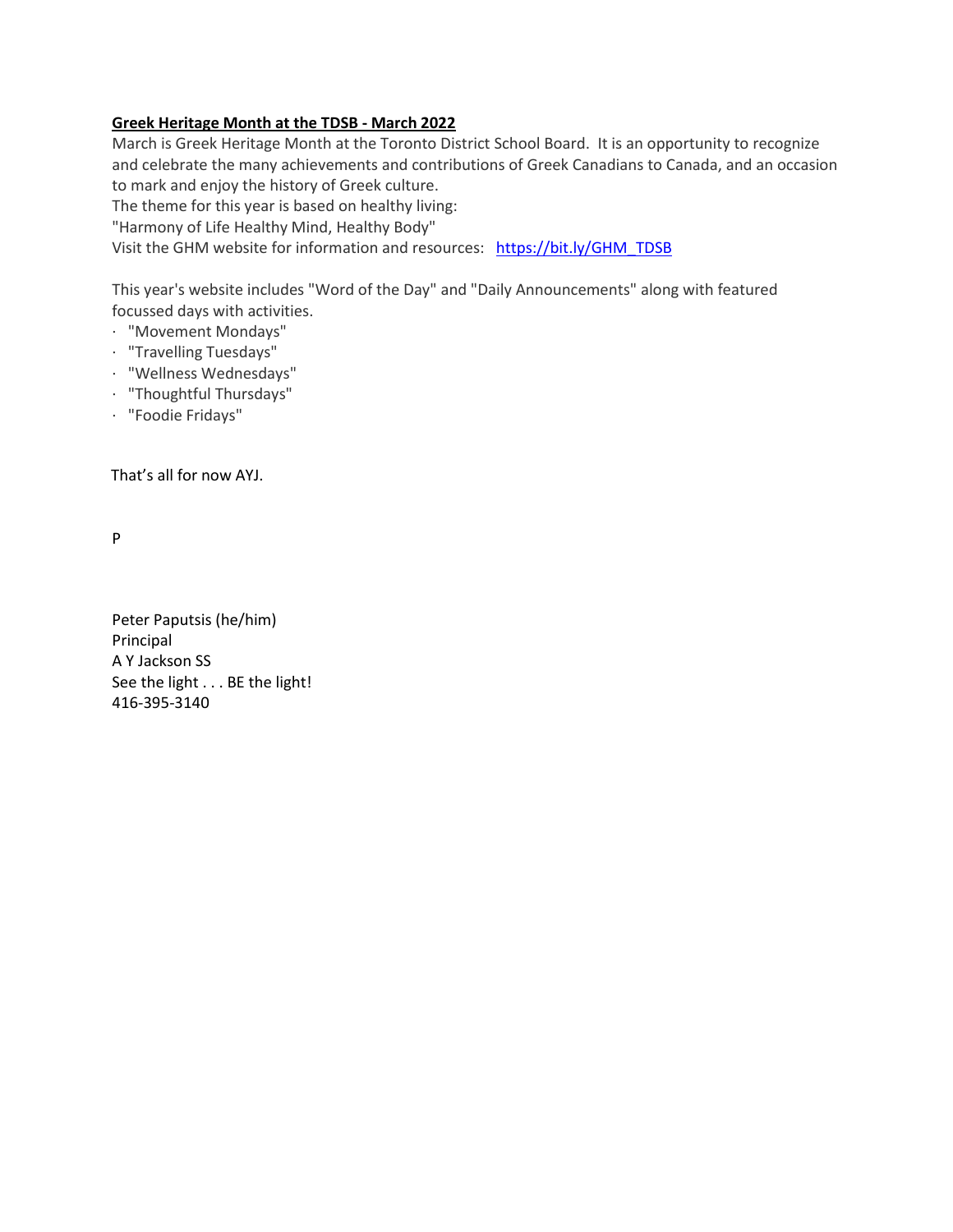**Greek Heritage Month at the TDSB - March 2022**

March is Greek Heritage Month at the Toronto District School Board. It is an opportunity to recognize and celebrate the many achievements and contributions of Greek Canadians to Canada, and an occasion to mark and enjoy the history of Greek culture.

The theme for this year is based on healthy living:

"Harmony of Life Healthy Mind, Healthy Body"

Visit the GHM website for information and resources: [https://bit.ly/GHM_TDSB](https://bit.ly/GHM_TDSB)

This year's website includes "Word of the Day" and "Daily Announcements" along with featured focussed days with activities.

- "Movement Mondays"
- "Travelling Tuesdays"
- "Wellness Wednesdays"
- "Thoughtful Thursdays"
- "Foodie Fridays"

That's all for now AYJ.

P

Peter Paputsis (he/him)
Principal
A Y Jackson SS
See the light . . . BE the light!
416-395-3140